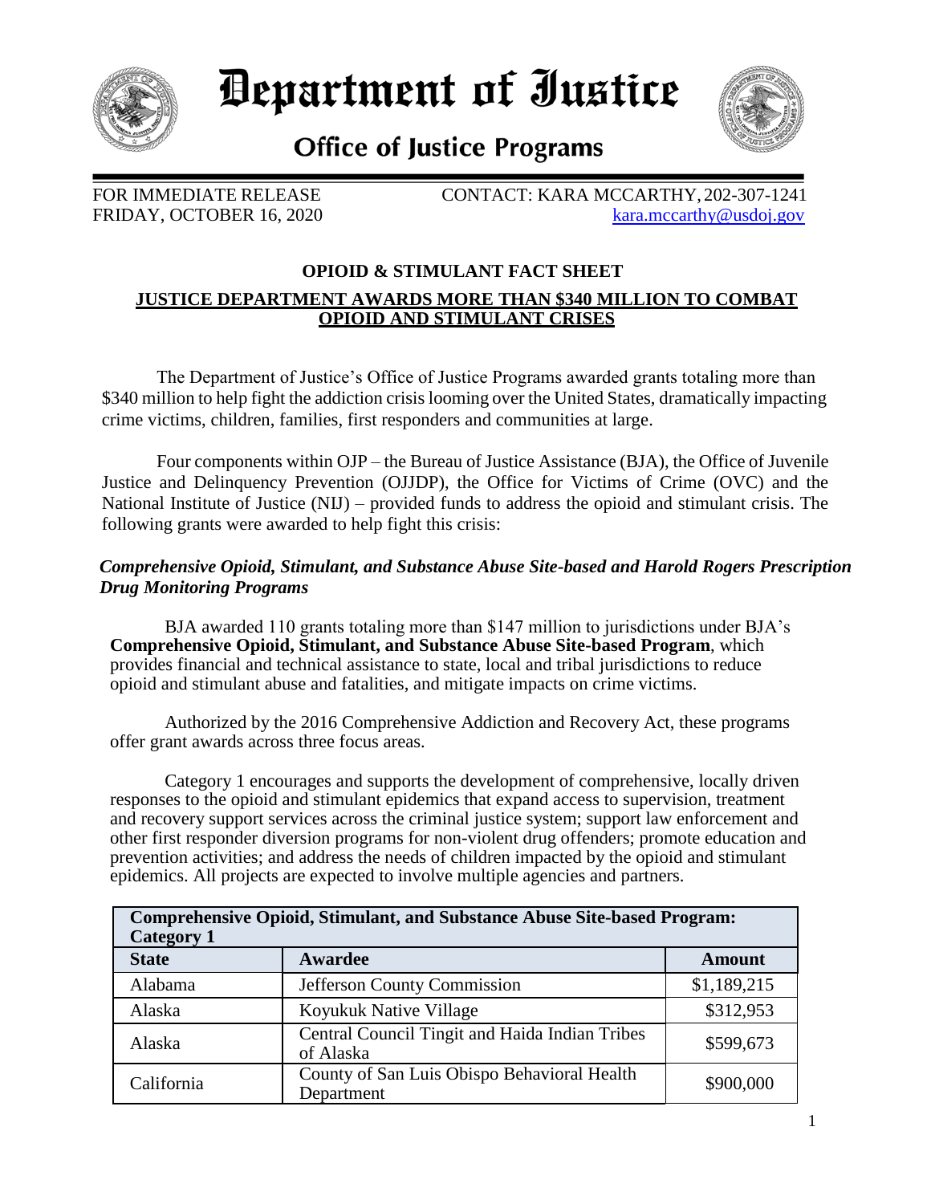# Department of Justice

## Office of Justice Programs

FOR IMMEDIATE RELEASE
FRIDAY, OCTOBER 16, 2020

CONTACT: KARA MCCARTHY, 202-307-1241
kara.mccarthy@usdoj.gov

**OPIOID & STIMULANT FACT SHEET**

**JUSTICE DEPARTMENT AWARDS MORE THAN $340 MILLION TO COMBAT OPIOID AND STIMULANT CRISES**

The Department of Justice's Office of Justice Programs awarded grants totaling more than $340 million to help fight the addiction crisis looming over the United States, dramatically impacting crime victims, children, families, first responders and communities at large.

Four components within OJP – the Bureau of Justice Assistance (BJA), the Office of Juvenile Justice and Delinquency Prevention (OJJDP), the Office for Victims of Crime (OVC) and the National Institute of Justice (NIJ) – provided funds to address the opioid and stimulant crisis. The following grants were awarded to help fight this crisis:

***Comprehensive Opioid, Stimulant, and Substance Abuse Site-based and Harold Rogers Prescription Drug Monitoring Programs***

BJA awarded 110 grants totaling more than $147 million to jurisdictions under BJA's **Comprehensive Opioid, Stimulant, and Substance Abuse Site-based Program**, which provides financial and technical assistance to state, local and tribal jurisdictions to reduce opioid and stimulant abuse and fatalities, and mitigate impacts on crime victims.

Authorized by the 2016 Comprehensive Addiction and Recovery Act, these programs offer grant awards across three focus areas.

Category 1 encourages and supports the development of comprehensive, locally driven responses to the opioid and stimulant epidemics that expand access to supervision, treatment and recovery support services across the criminal justice system; support law enforcement and other first responder diversion programs for non-violent drug offenders; promote education and prevention activities; and address the needs of children impacted by the opioid and stimulant epidemics. All projects are expected to involve multiple agencies and partners.

| **Comprehensive Opioid, Stimulant, and Substance Abuse Site-based Program: Category 1** | | |
|---|---|---|
| **State** | **Awardee** | **Amount** |
| Alabama | Jefferson County Commission | $1,189,215 |
| Alaska | Koyukuk Native Village | $312,953 |
| Alaska | Central Council Tingit and Haida Indian Tribes of Alaska | $599,673 |
| California | County of San Luis Obispo Behavioral Health Department | $900,000 |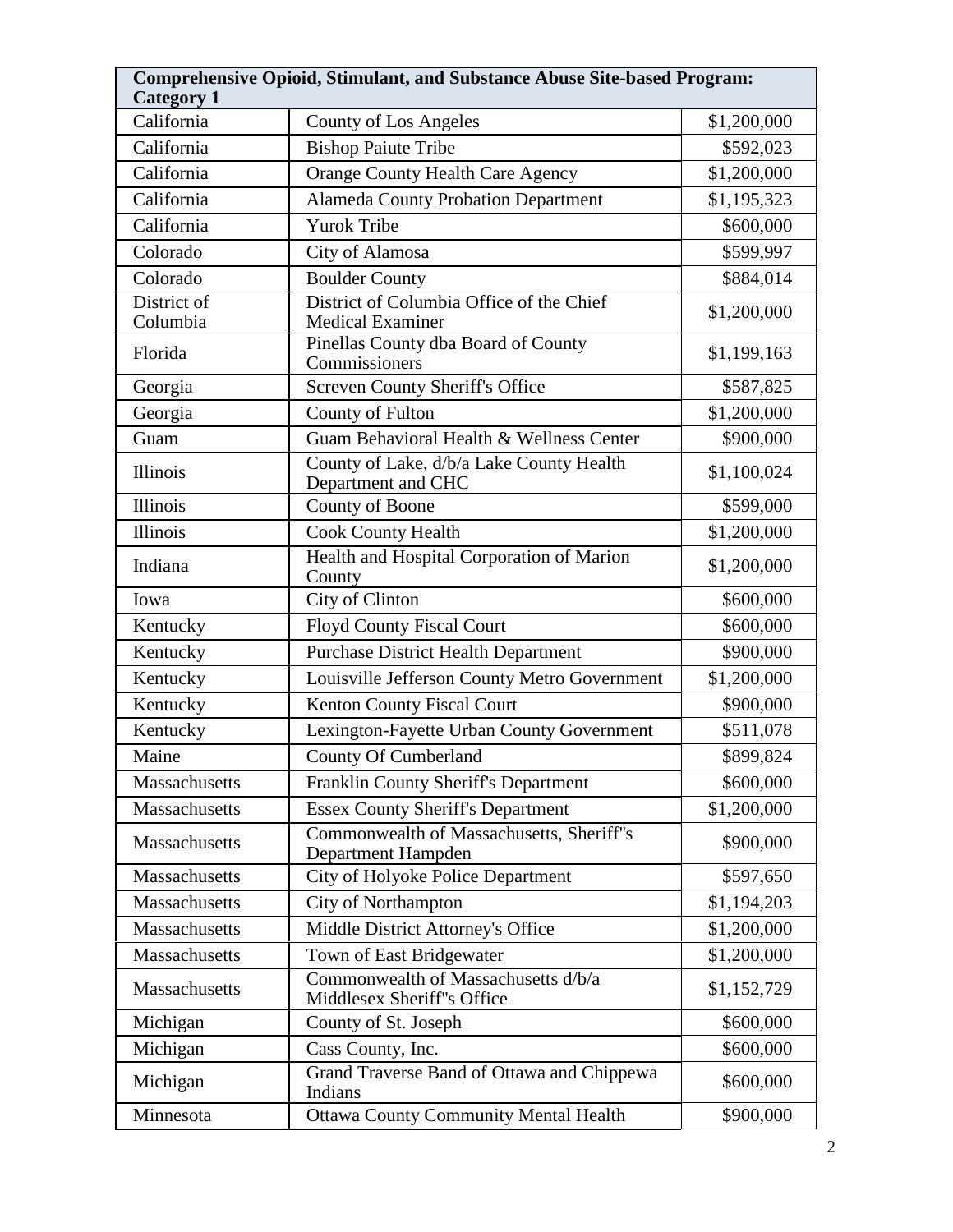| Comprehensive Opioid, Stimulant, and Substance Abuse Site-based Program: Category 1 | | |
|---|---|---|
| California | County of Los Angeles | $1,200,000 |
| California | Bishop Paiute Tribe | $592,023 |
| California | Orange County Health Care Agency | $1,200,000 |
| California | Alameda County Probation Department | $1,195,323 |
| California | Yurok Tribe | $600,000 |
| Colorado | City of Alamosa | $599,997 |
| Colorado | Boulder County | $884,014 |
| District of Columbia | District of Columbia Office of the Chief Medical Examiner | $1,200,000 |
| Florida | Pinellas County dba Board of County Commissioners | $1,199,163 |
| Georgia | Screven County Sheriff's Office | $587,825 |
| Georgia | County of Fulton | $1,200,000 |
| Guam | Guam Behavioral Health & Wellness Center | $900,000 |
| Illinois | County of Lake, d/b/a Lake County Health Department and CHC | $1,100,024 |
| Illinois | County of Boone | $599,000 |
| Illinois | Cook County Health | $1,200,000 |
| Indiana | Health and Hospital Corporation of Marion County | $1,200,000 |
| Iowa | City of Clinton | $600,000 |
| Kentucky | Floyd County Fiscal Court | $600,000 |
| Kentucky | Purchase District Health Department | $900,000 |
| Kentucky | Louisville Jefferson County Metro Government | $1,200,000 |
| Kentucky | Kenton County Fiscal Court | $900,000 |
| Kentucky | Lexington-Fayette Urban County Government | $511,078 |
| Maine | County Of Cumberland | $899,824 |
| Massachusetts | Franklin County Sheriff's Department | $600,000 |
| Massachusetts | Essex County Sheriff's Department | $1,200,000 |
| Massachusetts | Commonwealth of Massachusetts, Sheriff"s Department Hampden | $900,000 |
| Massachusetts | City of Holyoke Police Department | $597,650 |
| Massachusetts | City of Northampton | $1,194,203 |
| Massachusetts | Middle District Attorney's Office | $1,200,000 |
| Massachusetts | Town of East Bridgewater | $1,200,000 |
| Massachusetts | Commonwealth of Massachusetts d/b/a Middlesex Sheriff"s Office | $1,152,729 |
| Michigan | County of St. Joseph | $600,000 |
| Michigan | Cass County, Inc. | $600,000 |
| Michigan | Grand Traverse Band of Ottawa and Chippewa Indians | $600,000 |
| Minnesota | Ottawa County Community Mental Health | $900,000 |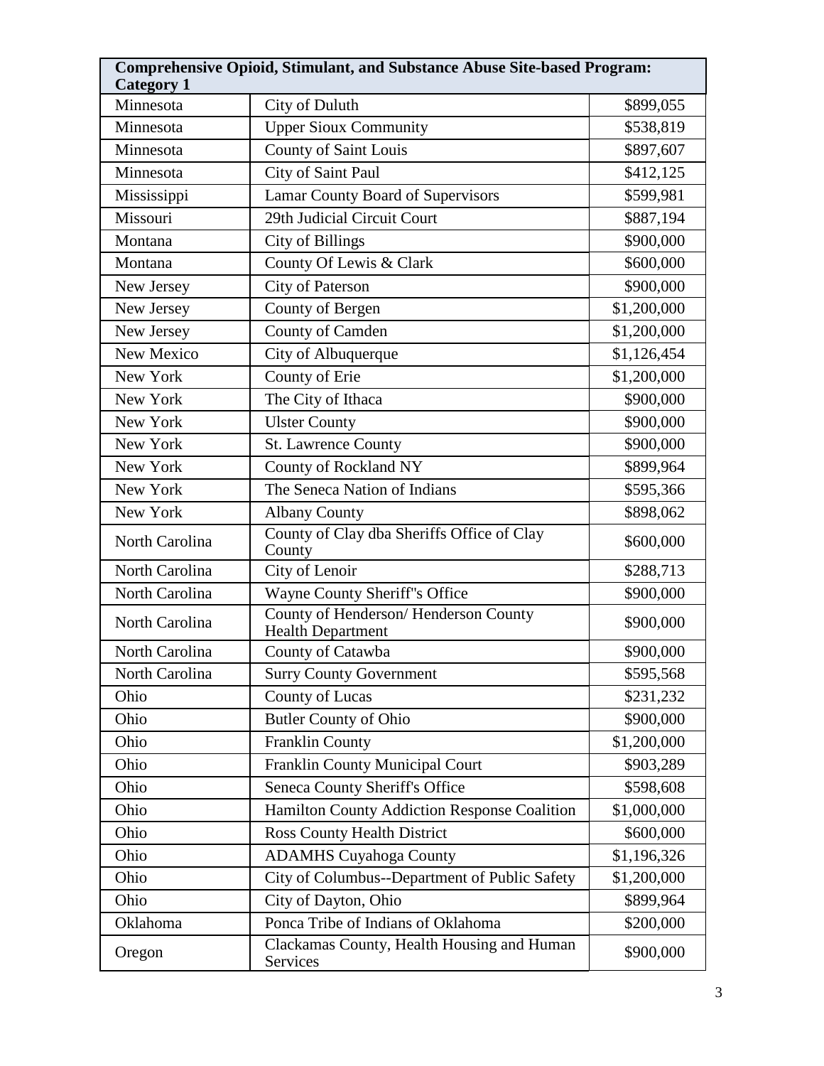| Comprehensive Opioid, Stimulant, and Substance Abuse Site-based Program: Category 1 | | |
|---|---|---|
| Minnesota | City of Duluth | $899,055 |
| Minnesota | Upper Sioux Community | $538,819 |
| Minnesota | County of Saint Louis | $897,607 |
| Minnesota | City of Saint Paul | $412,125 |
| Mississippi | Lamar County Board of Supervisors | $599,981 |
| Missouri | 29th Judicial Circuit Court | $887,194 |
| Montana | City of Billings | $900,000 |
| Montana | County Of Lewis & Clark | $600,000 |
| New Jersey | City of Paterson | $900,000 |
| New Jersey | County of Bergen | $1,200,000 |
| New Jersey | County of Camden | $1,200,000 |
| New Mexico | City of Albuquerque | $1,126,454 |
| New York | County of Erie | $1,200,000 |
| New York | The City of Ithaca | $900,000 |
| New York | Ulster County | $900,000 |
| New York | St. Lawrence County | $900,000 |
| New York | County of Rockland NY | $899,964 |
| New York | The Seneca Nation of Indians | $595,366 |
| New York | Albany County | $898,062 |
| North Carolina | County of Clay dba Sheriffs Office of Clay County | $600,000 |
| North Carolina | City of Lenoir | $288,713 |
| North Carolina | Wayne County Sheriff"s Office | $900,000 |
| North Carolina | County of Henderson/ Henderson County Health Department | $900,000 |
| North Carolina | County of Catawba | $900,000 |
| North Carolina | Surry County Government | $595,568 |
| Ohio | County of Lucas | $231,232 |
| Ohio | Butler County of Ohio | $900,000 |
| Ohio | Franklin County | $1,200,000 |
| Ohio | Franklin County Municipal Court | $903,289 |
| Ohio | Seneca County Sheriff's Office | $598,608 |
| Ohio | Hamilton County Addiction Response Coalition | $1,000,000 |
| Ohio | Ross County Health District | $600,000 |
| Ohio | ADAMHS Cuyahoga County | $1,196,326 |
| Ohio | City of Columbus--Department of Public Safety | $1,200,000 |
| Ohio | City of Dayton, Ohio | $899,964 |
| Oklahoma | Ponca Tribe of Indians of Oklahoma | $200,000 |
| Oregon | Clackamas County, Health Housing and Human Services | $900,000 |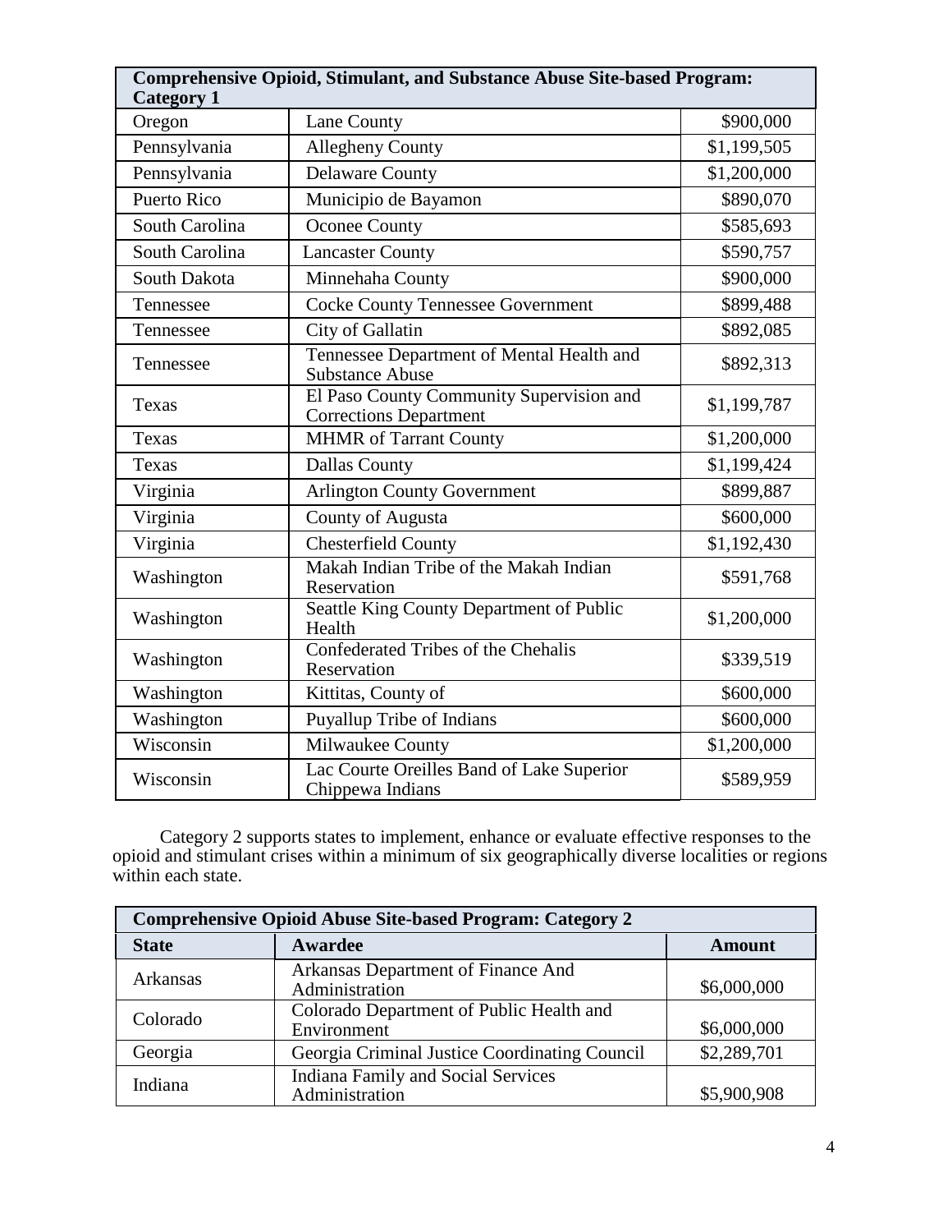| Comprehensive Opioid, Stimulant, and Substance Abuse Site-based Program: Category 1 | | |
|---|---|---|
| Oregon | Lane County | $900,000 |
| Pennsylvania | Allegheny County | $1,199,505 |
| Pennsylvania | Delaware County | $1,200,000 |
| Puerto Rico | Municipio de Bayamon | $890,070 |
| South Carolina | Oconee County | $585,693 |
| South Carolina | Lancaster County | $590,757 |
| South Dakota | Minnehaha County | $900,000 |
| Tennessee | Cocke County Tennessee Government | $899,488 |
| Tennessee | City of Gallatin | $892,085 |
| Tennessee | Tennessee Department of Mental Health and Substance Abuse | $892,313 |
| Texas | El Paso County Community Supervision and Corrections Department | $1,199,787 |
| Texas | MHMR of Tarrant County | $1,200,000 |
| Texas | Dallas County | $1,199,424 |
| Virginia | Arlington County Government | $899,887 |
| Virginia | County of Augusta | $600,000 |
| Virginia | Chesterfield County | $1,192,430 |
| Washington | Makah Indian Tribe of the Makah Indian Reservation | $591,768 |
| Washington | Seattle King County Department of Public Health | $1,200,000 |
| Washington | Confederated Tribes of the Chehalis Reservation | $339,519 |
| Washington | Kittitas, County of | $600,000 |
| Washington | Puyallup Tribe of Indians | $600,000 |
| Wisconsin | Milwaukee County | $1,200,000 |
| Wisconsin | Lac Courte Oreilles Band of Lake Superior Chippewa Indians | $589,959 |

Category 2 supports states to implement, enhance or evaluate effective responses to the opioid and stimulant crises within a minimum of six geographically diverse localities or regions within each state.

| Comprehensive Opioid Abuse Site-based Program: Category 2 | | |
|---|---|---|
| **State** | **Awardee** | **Amount** |
| Arkansas | Arkansas Department of Finance And Administration | $6,000,000 |
| Colorado | Colorado Department of Public Health and Environment | $6,000,000 |
| Georgia | Georgia Criminal Justice Coordinating Council | $2,289,701 |
| Indiana | Indiana Family and Social Services Administration | $5,900,908 |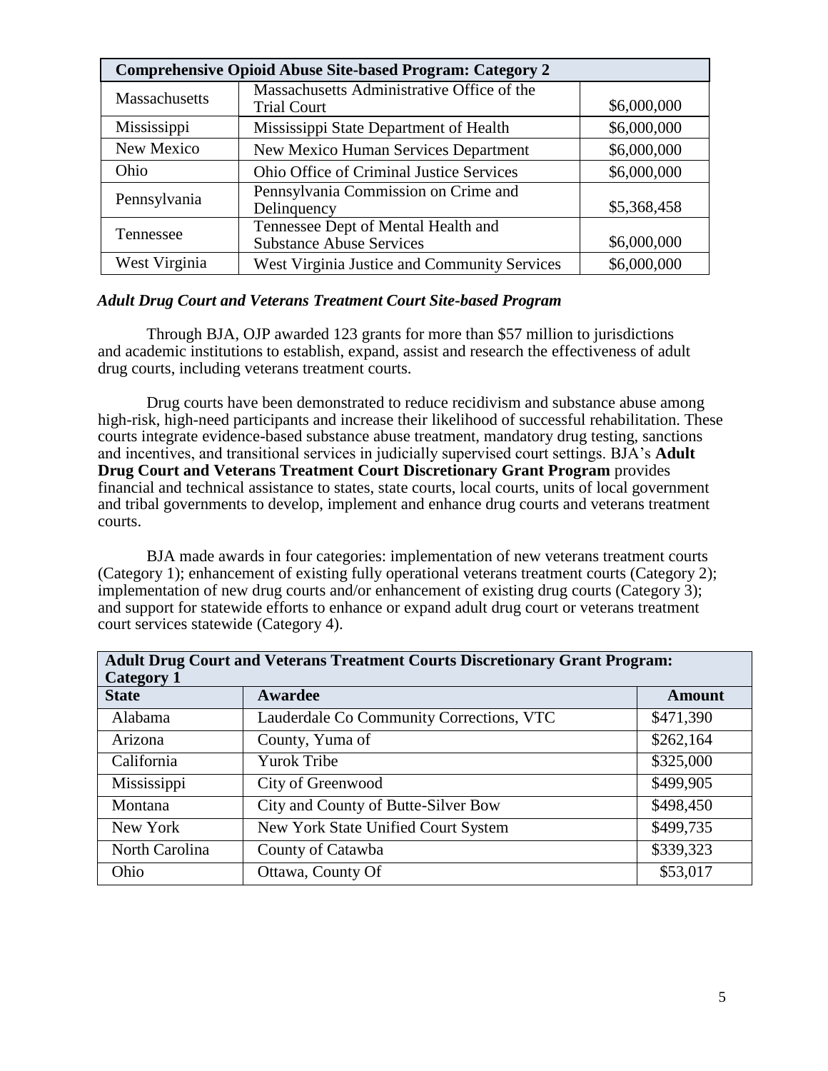| Comprehensive Opioid Abuse Site-based Program: Category 2 | | |
| --- | --- | --- |
| Massachusetts | Massachusetts Administrative Office of the Trial Court | $6,000,000 |
| Mississippi | Mississippi State Department of Health | $6,000,000 |
| New Mexico | New Mexico Human Services Department | $6,000,000 |
| Ohio | Ohio Office of Criminal Justice Services | $6,000,000 |
| Pennsylvania | Pennsylvania Commission on Crime and Delinquency | $5,368,458 |
| Tennessee | Tennessee Dept of Mental Health and Substance Abuse Services | $6,000,000 |
| West Virginia | West Virginia Justice and Community Services | $6,000,000 |

### *Adult Drug Court and Veterans Treatment Court Site-based Program*

Through BJA, OJP awarded 123 grants for more than $57 million to jurisdictions and academic institutions to establish, expand, assist and research the effectiveness of adult drug courts, including veterans treatment courts.

Drug courts have been demonstrated to reduce recidivism and substance abuse among high-risk, high-need participants and increase their likelihood of successful rehabilitation. These courts integrate evidence-based substance abuse treatment, mandatory drug testing, sanctions and incentives, and transitional services in judicially supervised court settings. BJA's **Adult Drug Court and Veterans Treatment Court Discretionary Grant Program** provides financial and technical assistance to states, state courts, local courts, units of local government and tribal governments to develop, implement and enhance drug courts and veterans treatment courts.

BJA made awards in four categories: implementation of new veterans treatment courts (Category 1); enhancement of existing fully operational veterans treatment courts (Category 2); implementation of new drug courts and/or enhancement of existing drug courts (Category 3); and support for statewide efforts to enhance or expand adult drug court or veterans treatment court services statewide (Category 4).

| Adult Drug Court and Veterans Treatment Courts Discretionary Grant Program: Category 1 | | |
| --- | --- | --- |
| **State** | **Awardee** | **Amount** |
| Alabama | Lauderdale Co Community Corrections, VTC | $471,390 |
| Arizona | County, Yuma of | $262,164 |
| California | Yurok Tribe | $325,000 |
| Mississippi | City of Greenwood | $499,905 |
| Montana | City and County of Butte-Silver Bow | $498,450 |
| New York | New York State Unified Court System | $499,735 |
| North Carolina | County of Catawba | $339,323 |
| Ohio | Ottawa, County Of | $53,017 |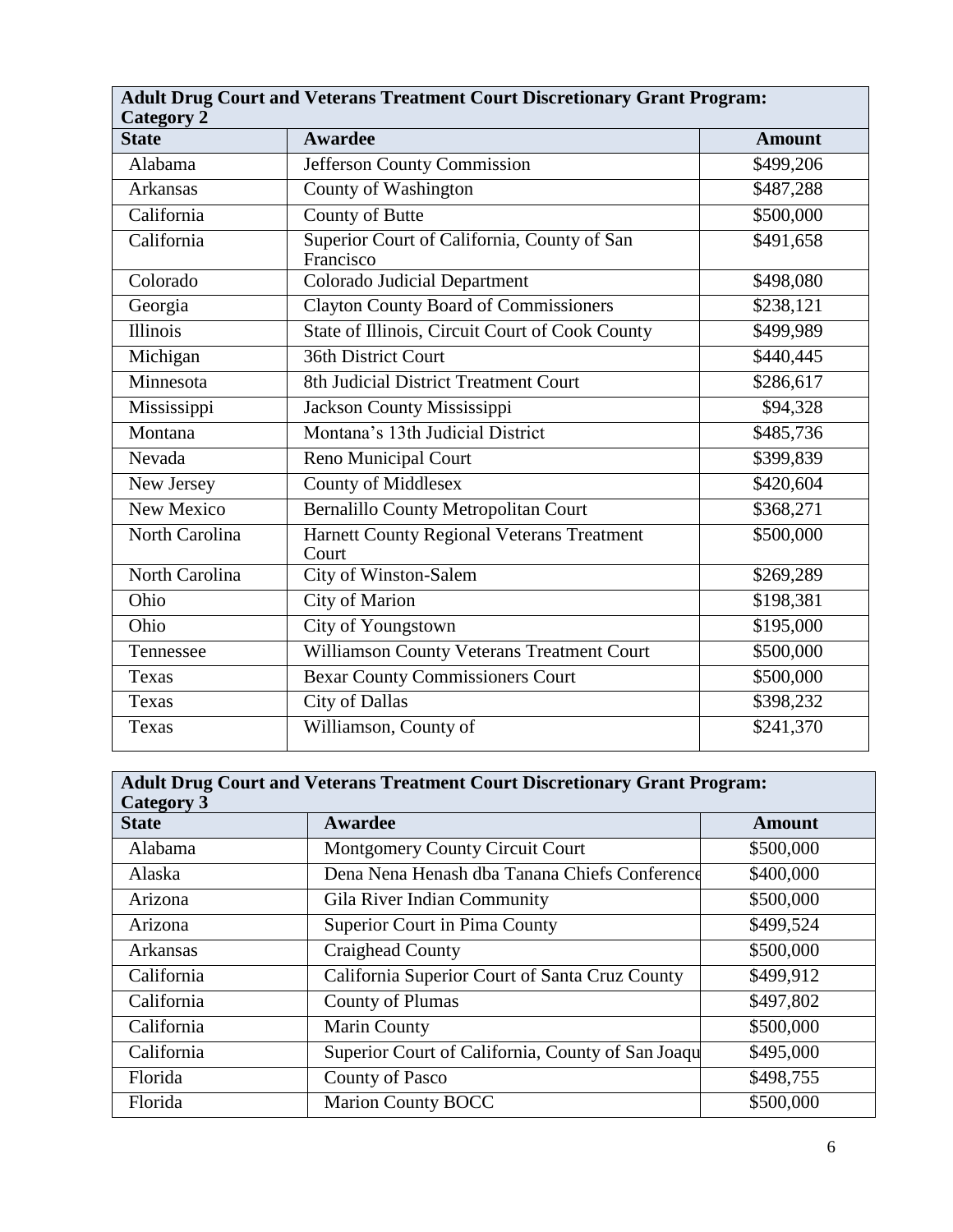| **Adult Drug Court and Veterans Treatment Court Discretionary Grant Program: Category 2** | | |
|---|---|---|
| **State** | **Awardee** | **Amount** |
| Alabama | Jefferson County Commission | $499,206 |
| Arkansas | County of Washington | $487,288 |
| California | County of Butte | $500,000 |
| California | Superior Court of California, County of San Francisco | $491,658 |
| Colorado | Colorado Judicial Department | $498,080 |
| Georgia | Clayton County Board of Commissioners | $238,121 |
| Illinois | State of Illinois, Circuit Court of Cook County | $499,989 |
| Michigan | 36th District Court | $440,445 |
| Minnesota | 8th Judicial District Treatment Court | $286,617 |
| Mississippi | Jackson County Mississippi | $94,328 |
| Montana | Montana’s 13th Judicial District | $485,736 |
| Nevada | Reno Municipal Court | $399,839 |
| New Jersey | County of Middlesex | $420,604 |
| New Mexico | Bernalillo County Metropolitan Court | $368,271 |
| North Carolina | Harnett County Regional Veterans Treatment Court | $500,000 |
| North Carolina | City of Winston-Salem | $269,289 |
| Ohio | City of Marion | $198,381 |
| Ohio | City of Youngstown | $195,000 |
| Tennessee | Williamson County Veterans Treatment Court | $500,000 |
| Texas | Bexar County Commissioners Court | $500,000 |
| Texas | City of Dallas | $398,232 |
| Texas | Williamson, County of | $241,370 |

| **Adult Drug Court and Veterans Treatment Court Discretionary Grant Program: Category 3** | | |
|---|---|---|
| **State** | **Awardee** | **Amount** |
| Alabama | Montgomery County Circuit Court | $500,000 |
| Alaska | Dena Nena Henash dba Tanana Chiefs Conference | $400,000 |
| Arizona | Gila River Indian Community | $500,000 |
| Arizona | Superior Court in Pima County | $499,524 |
| Arkansas | Craighead County | $500,000 |
| California | California Superior Court of Santa Cruz County | $499,912 |
| California | County of Plumas | $497,802 |
| California | Marin County | $500,000 |
| California | Superior Court of California, County of San Joaqu | $495,000 |
| Florida | County of Pasco | $498,755 |
| Florida | Marion County BOCC | $500,000 |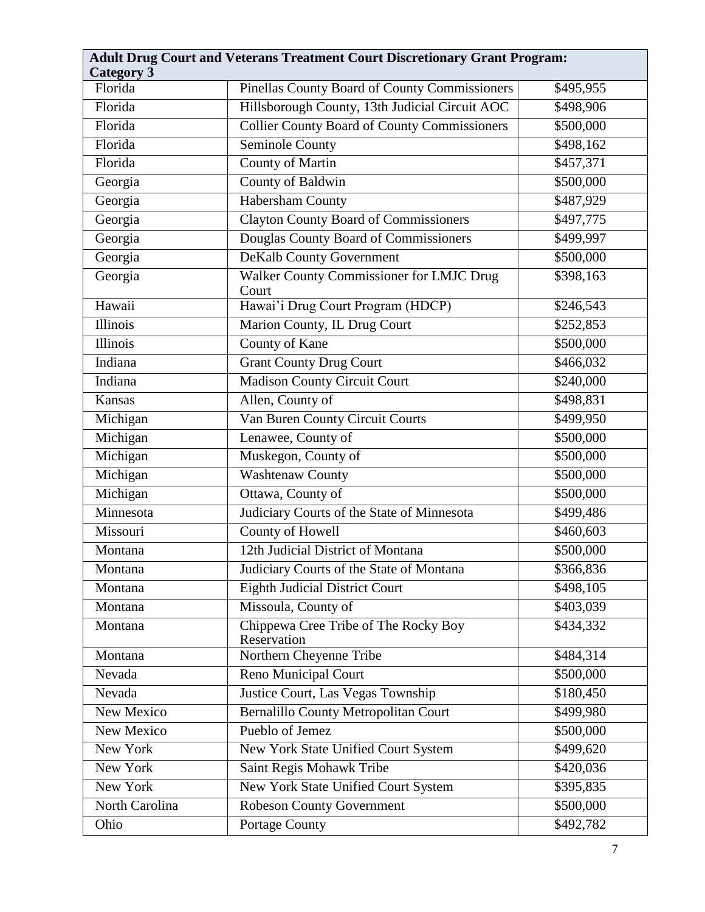| Adult Drug Court and Veterans Treatment Court Discretionary Grant Program: Category 3 | | |
|---|---|---|
| Florida | Pinellas County Board of County Commissioners | $495,955 |
| Florida | Hillsborough County, 13th Judicial Circuit AOC | $498,906 |
| Florida | Collier County Board of County Commissioners | $500,000 |
| Florida | Seminole County | $498,162 |
| Florida | County of Martin | $457,371 |
| Georgia | County of Baldwin | $500,000 |
| Georgia | Habersham County | $487,929 |
| Georgia | Clayton County Board of Commissioners | $497,775 |
| Georgia | Douglas County Board of Commissioners | $499,997 |
| Georgia | DeKalb County Government | $500,000 |
| Georgia | Walker County Commissioner for LMJC Drug Court | $398,163 |
| Hawaii | Hawai'i Drug Court Program (HDCP) | $246,543 |
| Illinois | Marion County, IL Drug Court | $252,853 |
| Illinois | County of Kane | $500,000 |
| Indiana | Grant County Drug Court | $466,032 |
| Indiana | Madison County Circuit Court | $240,000 |
| Kansas | Allen, County of | $498,831 |
| Michigan | Van Buren County Circuit Courts | $499,950 |
| Michigan | Lenawee, County of | $500,000 |
| Michigan | Muskegon, County of | $500,000 |
| Michigan | Washtenaw County | $500,000 |
| Michigan | Ottawa, County of | $500,000 |
| Minnesota | Judiciary Courts of the State of Minnesota | $499,486 |
| Missouri | County of Howell | $460,603 |
| Montana | 12th Judicial District of Montana | $500,000 |
| Montana | Judiciary Courts of the State of Montana | $366,836 |
| Montana | Eighth Judicial District Court | $498,105 |
| Montana | Missoula, County of | $403,039 |
| Montana | Chippewa Cree Tribe of The Rocky Boy Reservation | $434,332 |
| Montana | Northern Cheyenne Tribe | $484,314 |
| Nevada | Reno Municipal Court | $500,000 |
| Nevada | Justice Court, Las Vegas Township | $180,450 |
| New Mexico | Bernalillo County Metropolitan Court | $499,980 |
| New Mexico | Pueblo of Jemez | $500,000 |
| New York | New York State Unified Court System | $499,620 |
| New York | Saint Regis Mohawk Tribe | $420,036 |
| New York | New York State Unified Court System | $395,835 |
| North Carolina | Robeson County Government | $500,000 |
| Ohio | Portage County | $492,782 |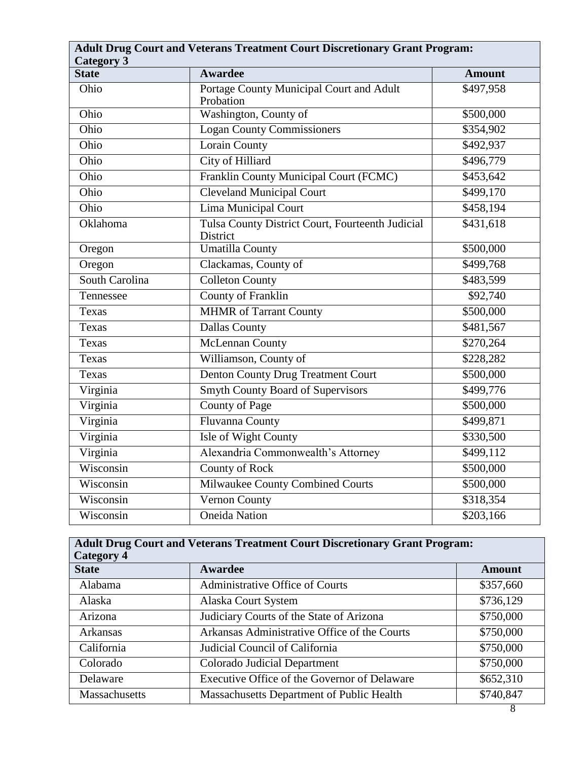| **Adult Drug Court and Veterans Treatment Court Discretionary Grant Program: Category 3** | | |
|---|---|---|
| **State** | **Awardee** | **Amount** |
| Ohio | Portage County Municipal Court and Adult Probation | $497,958 |
| Ohio | Washington, County of | $500,000 |
| Ohio | Logan County Commissioners | $354,902 |
| Ohio | Lorain County | $492,937 |
| Ohio | City of Hilliard | $496,779 |
| Ohio | Franklin County Municipal Court (FCMC) | $453,642 |
| Ohio | Cleveland Municipal Court | $499,170 |
| Ohio | Lima Municipal Court | $458,194 |
| Oklahoma | Tulsa County District Court, Fourteenth Judicial District | $431,618 |
| Oregon | Umatilla County | $500,000 |
| Oregon | Clackamas, County of | $499,768 |
| South Carolina | Colleton County | $483,599 |
| Tennessee | County of Franklin | $92,740 |
| Texas | MHMR of Tarrant County | $500,000 |
| Texas | Dallas County | $481,567 |
| Texas | McLennan County | $270,264 |
| Texas | Williamson, County of | $228,282 |
| Texas | Denton County Drug Treatment Court | $500,000 |
| Virginia | Smyth County Board of Supervisors | $499,776 |
| Virginia | County of Page | $500,000 |
| Virginia | Fluvanna County | $499,871 |
| Virginia | Isle of Wight County | $330,500 |
| Virginia | Alexandria Commonwealth's Attorney | $499,112 |
| Wisconsin | County of Rock | $500,000 |
| Wisconsin | Milwaukee County Combined Courts | $500,000 |
| Wisconsin | Vernon County | $318,354 |
| Wisconsin | Oneida Nation | $203,166 |

| **Adult Drug Court and Veterans Treatment Court Discretionary Grant Program: Category 4** | | |
|---|---|---|
| **State** | **Awardee** | **Amount** |
| Alabama | Administrative Office of Courts | $357,660 |
| Alaska | Alaska Court System | $736,129 |
| Arizona | Judiciary Courts of the State of Arizona | $750,000 |
| Arkansas | Arkansas Administrative Office of the Courts | $750,000 |
| California | Judicial Council of California | $750,000 |
| Colorado | Colorado Judicial Department | $750,000 |
| Delaware | Executive Office of the Governor of Delaware | $652,310 |
| Massachusetts | Massachusetts Department of Public Health | $740,847 |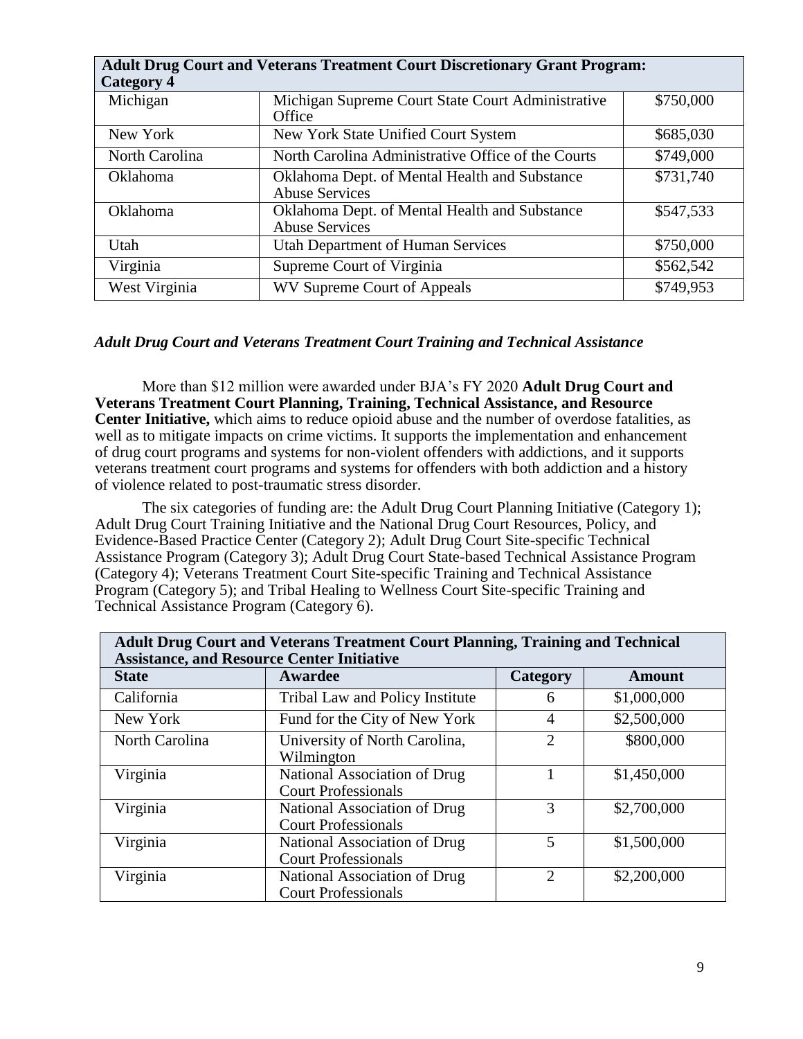| Adult Drug Court and Veterans Treatment Court Discretionary Grant Program: Category 4 | | |
|---|---|---|
| Michigan | Michigan Supreme Court State Court Administrative Office | $750,000 |
| New York | New York State Unified Court System | $685,030 |
| North Carolina | North Carolina Administrative Office of the Courts | $749,000 |
| Oklahoma | Oklahoma Dept. of Mental Health and Substance Abuse Services | $731,740 |
| Oklahoma | Oklahoma Dept. of Mental Health and Substance Abuse Services | $547,533 |
| Utah | Utah Department of Human Services | $750,000 |
| Virginia | Supreme Court of Virginia | $562,542 |
| West Virginia | WV Supreme Court of Appeals | $749,953 |

### *Adult Drug Court and Veterans Treatment Court Training and Technical Assistance*

More than $12 million were awarded under BJA's FY 2020 **Adult Drug Court and Veterans Treatment Court Planning, Training, Technical Assistance, and Resource Center Initiative,** which aims to reduce opioid abuse and the number of overdose fatalities, as well as to mitigate impacts on crime victims. It supports the implementation and enhancement of drug court programs and systems for non-violent offenders with addictions, and it supports veterans treatment court programs and systems for offenders with both addiction and a history of violence related to post-traumatic stress disorder.

The six categories of funding are: the Adult Drug Court Planning Initiative (Category 1); Adult Drug Court Training Initiative and the National Drug Court Resources, Policy, and Evidence-Based Practice Center (Category 2); Adult Drug Court Site-specific Technical Assistance Program (Category 3); Adult Drug Court State-based Technical Assistance Program (Category 4); Veterans Treatment Court Site-specific Training and Technical Assistance Program (Category 5); and Tribal Healing to Wellness Court Site-specific Training and Technical Assistance Program (Category 6).

| Adult Drug Court and Veterans Treatment Court Planning, Training and Technical Assistance, and Resource Center Initiative | | | |
|---|---|---|---|
| **State** | **Awardee** | **Category** | **Amount** |
| California | Tribal Law and Policy Institute | 6 | $1,000,000 |
| New York | Fund for the City of New York | 4 | $2,500,000 |
| North Carolina | University of North Carolina, Wilmington | 2 | $800,000 |
| Virginia | National Association of Drug Court Professionals | 1 | $1,450,000 |
| Virginia | National Association of Drug Court Professionals | 3 | $2,700,000 |
| Virginia | National Association of Drug Court Professionals | 5 | $1,500,000 |
| Virginia | National Association of Drug Court Professionals | 2 | $2,200,000 |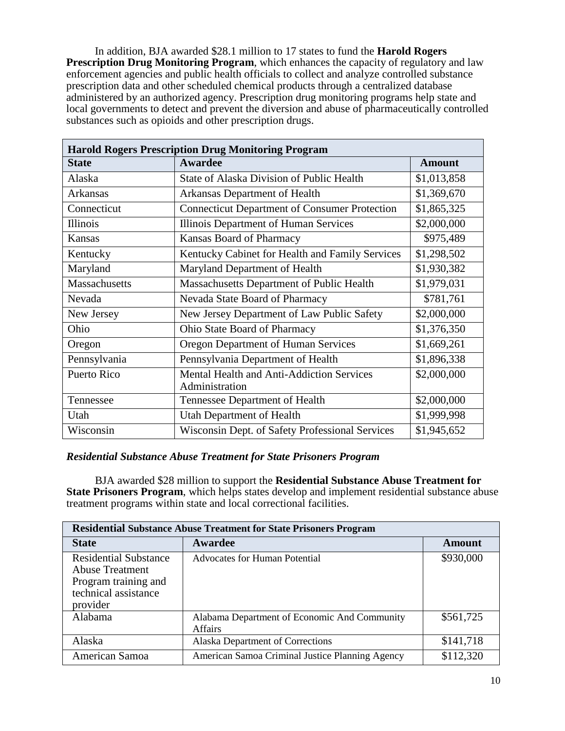In addition, BJA awarded $28.1 million to 17 states to fund the **Harold Rogers Prescription Drug Monitoring Program**, which enhances the capacity of regulatory and law enforcement agencies and public health officials to collect and analyze controlled substance prescription data and other scheduled chemical products through a centralized database administered by an authorized agency. Prescription drug monitoring programs help state and local governments to detect and prevent the diversion and abuse of pharmaceutically controlled substances such as opioids and other prescription drugs.

| **Harold Rogers Prescription Drug Monitoring Program** | | |
|---|---|---|
| **State** | **Awardee** | **Amount** |
| Alaska | State of Alaska Division of Public Health | $1,013,858 |
| Arkansas | Arkansas Department of Health | $1,369,670 |
| Connecticut | Connecticut Department of Consumer Protection | $1,865,325 |
| Illinois | Illinois Department of Human Services | $2,000,000 |
| Kansas | Kansas Board of Pharmacy | $975,489 |
| Kentucky | Kentucky Cabinet for Health and Family Services | $1,298,502 |
| Maryland | Maryland Department of Health | $1,930,382 |
| Massachusetts | Massachusetts Department of Public Health | $1,979,031 |
| Nevada | Nevada State Board of Pharmacy | $781,761 |
| New Jersey | New Jersey Department of Law Public Safety | $2,000,000 |
| Ohio | Ohio State Board of Pharmacy | $1,376,350 |
| Oregon | Oregon Department of Human Services | $1,669,261 |
| Pennsylvania | Pennsylvania Department of Health | $1,896,338 |
| Puerto Rico | Mental Health and Anti-Addiction Services Administration | $2,000,000 |
| Tennessee | Tennessee Department of Health | $2,000,000 |
| Utah | Utah Department of Health | $1,999,998 |
| Wisconsin | Wisconsin Dept. of Safety Professional Services | $1,945,652 |

### *Residential Substance Abuse Treatment for State Prisoners Program*

BJA awarded $28 million to support the **Residential Substance Abuse Treatment for State Prisoners Program**, which helps states develop and implement residential substance abuse treatment programs within state and local correctional facilities.

| **Residential Substance Abuse Treatment for State Prisoners Program** | | |
|---|---|---|
| **State** | **Awardee** | **Amount** |
| Residential Substance Abuse Treatment Program training and technical assistance provider | Advocates for Human Potential | $930,000 |
| Alabama | Alabama Department of Economic And Community Affairs | $561,725 |
| Alaska | Alaska Department of Corrections | $141,718 |
| American Samoa | American Samoa Criminal Justice Planning Agency | $112,320 |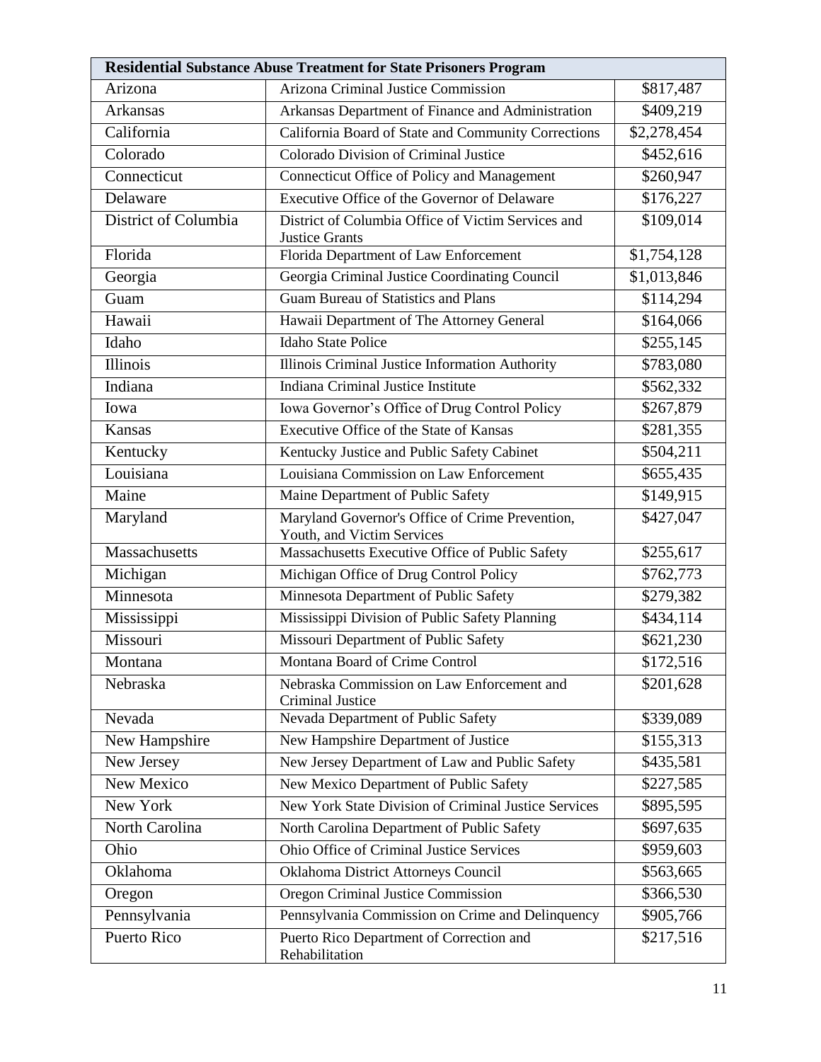| **Residential Substance Abuse Treatment for State Prisoners Program** | | |
|---|---|---|
| Arizona | Arizona Criminal Justice Commission | \$817,487 |
| Arkansas | Arkansas Department of Finance and Administration | \$409,219 |
| California | California Board of State and Community Corrections | \$2,278,454 |
| Colorado | Colorado Division of Criminal Justice | \$452,616 |
| Connecticut | Connecticut Office of Policy and Management | \$260,947 |
| Delaware | Executive Office of the Governor of Delaware | \$176,227 |
| District of Columbia | District of Columbia Office of Victim Services and Justice Grants | \$109,014 |
| Florida | Florida Department of Law Enforcement | \$1,754,128 |
| Georgia | Georgia Criminal Justice Coordinating Council | \$1,013,846 |
| Guam | Guam Bureau of Statistics and Plans | \$114,294 |
| Hawaii | Hawaii Department of The Attorney General | \$164,066 |
| Idaho | Idaho State Police | \$255,145 |
| Illinois | Illinois Criminal Justice Information Authority | \$783,080 |
| Indiana | Indiana Criminal Justice Institute | \$562,332 |
| Iowa | Iowa Governor's Office of Drug Control Policy | \$267,879 |
| Kansas | Executive Office of the State of Kansas | \$281,355 |
| Kentucky | Kentucky Justice and Public Safety Cabinet | \$504,211 |
| Louisiana | Louisiana Commission on Law Enforcement | \$655,435 |
| Maine | Maine Department of Public Safety | \$149,915 |
| Maryland | Maryland Governor's Office of Crime Prevention, Youth, and Victim Services | \$427,047 |
| Massachusetts | Massachusetts Executive Office of Public Safety | \$255,617 |
| Michigan | Michigan Office of Drug Control Policy | \$762,773 |
| Minnesota | Minnesota Department of Public Safety | \$279,382 |
| Mississippi | Mississippi Division of Public Safety Planning | \$434,114 |
| Missouri | Missouri Department of Public Safety | \$621,230 |
| Montana | Montana Board of Crime Control | \$172,516 |
| Nebraska | Nebraska Commission on Law Enforcement and Criminal Justice | \$201,628 |
| Nevada | Nevada Department of Public Safety | \$339,089 |
| New Hampshire | New Hampshire Department of Justice | \$155,313 |
| New Jersey | New Jersey Department of Law and Public Safety | \$435,581 |
| New Mexico | New Mexico Department of Public Safety | \$227,585 |
| New York | New York State Division of Criminal Justice Services | \$895,595 |
| North Carolina | North Carolina Department of Public Safety | \$697,635 |
| Ohio | Ohio Office of Criminal Justice Services | \$959,603 |
| Oklahoma | Oklahoma District Attorneys Council | \$563,665 |
| Oregon | Oregon Criminal Justice Commission | \$366,530 |
| Pennsylvania | Pennsylvania Commission on Crime and Delinquency | \$905,766 |
| Puerto Rico | Puerto Rico Department of Correction and Rehabilitation | \$217,516 |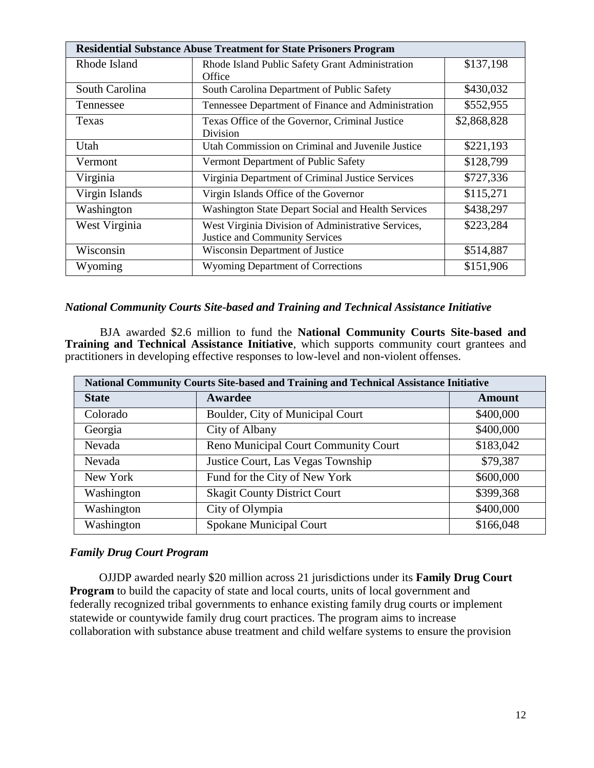| Residential Substance Abuse Treatment for State Prisoners Program | | |
|---|---|---|
| Rhode Island | Rhode Island Public Safety Grant Administration Office | \$137,198 |
| South Carolina | South Carolina Department of Public Safety | \$430,032 |
| Tennessee | Tennessee Department of Finance and Administration | \$552,955 |
| Texas | Texas Office of the Governor, Criminal Justice Division | \$2,868,828 |
| Utah | Utah Commission on Criminal and Juvenile Justice | \$221,193 |
| Vermont | Vermont Department of Public Safety | \$128,799 |
| Virginia | Virginia Department of Criminal Justice Services | \$727,336 |
| Virgin Islands | Virgin Islands Office of the Governor | \$115,271 |
| Washington | Washington State Depart Social and Health Services | \$438,297 |
| West Virginia | West Virginia Division of Administrative Services, Justice and Community Services | \$223,284 |
| Wisconsin | Wisconsin Department of Justice | \$514,887 |
| Wyoming | Wyoming Department of Corrections | \$151,906 |

### *National Community Courts Site-based and Training and Technical Assistance Initiative*

BJA awarded \$2.6 million to fund the **National Community Courts Site-based and Training and Technical Assistance Initiative**, which supports community court grantees and practitioners in developing effective responses to low-level and non-violent offenses.

| National Community Courts Site-based and Training and Technical Assistance Initiative | | |
|---|---|---|
| **State** | **Awardee** | **Amount** |
| Colorado | Boulder, City of Municipal Court | \$400,000 |
| Georgia | City of Albany | \$400,000 |
| Nevada | Reno Municipal Court Community Court | \$183,042 |
| Nevada | Justice Court, Las Vegas Township | \$79,387 |
| New York | Fund for the City of New York | \$600,000 |
| Washington | Skagit County District Court | \$399,368 |
| Washington | City of Olympia | \$400,000 |
| Washington | Spokane Municipal Court | \$166,048 |

### *Family Drug Court Program*

OJJDP awarded nearly \$20 million across 21 jurisdictions under its **Family Drug Court Program** to build the capacity of state and local courts, units of local government and federally recognized tribal governments to enhance existing family drug courts or implement statewide or countywide family drug court practices. The program aims to increase collaboration with substance abuse treatment and child welfare systems to ensure the provision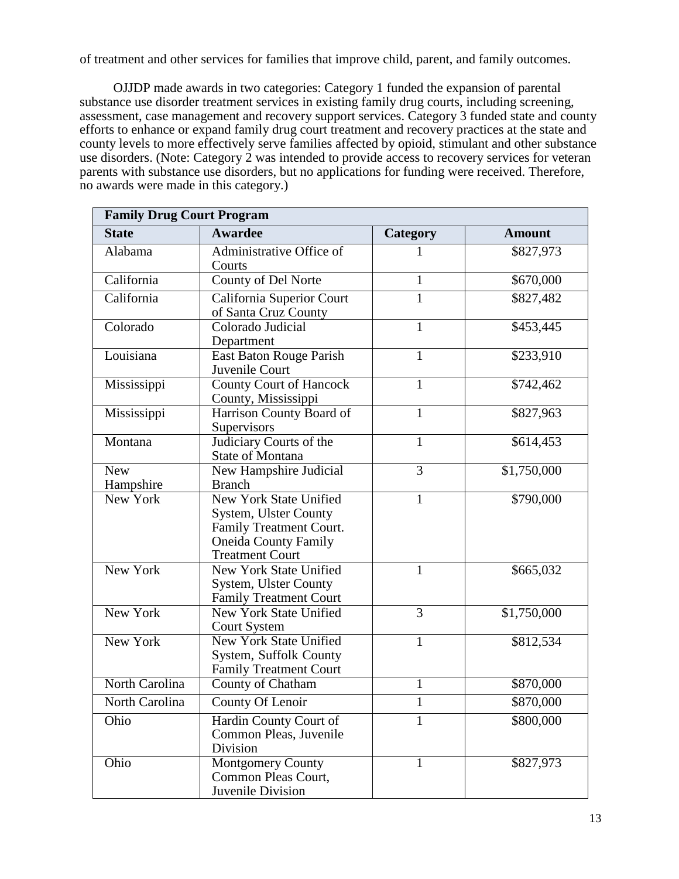of treatment and other services for families that improve child, parent, and family outcomes.

OJJDP made awards in two categories: Category 1 funded the expansion of parental substance use disorder treatment services in existing family drug courts, including screening, assessment, case management and recovery support services. Category 3 funded state and county efforts to enhance or expand family drug court treatment and recovery practices at the state and county levels to more effectively serve families affected by opioid, stimulant and other substance use disorders. (Note: Category 2 was intended to provide access to recovery services for veteran parents with substance use disorders, but no applications for funding were received. Therefore, no awards were made in this category.)

| **Family Drug Court Program** | | | |
|---|---|---|---|
| **State** | **Awardee** | **Category** | **Amount** |
| Alabama | Administrative Office of Courts | 1 | $827,973 |
| California | County of Del Norte | 1 | $670,000 |
| California | California Superior Court of Santa Cruz County | 1 | $827,482 |
| Colorado | Colorado Judicial Department | 1 | $453,445 |
| Louisiana | East Baton Rouge Parish Juvenile Court | 1 | $233,910 |
| Mississippi | County Court of Hancock County, Mississippi | 1 | $742,462 |
| Mississippi | Harrison County Board of Supervisors | 1 | $827,963 |
| Montana | Judiciary Courts of the State of Montana | 1 | $614,453 |
| New Hampshire | New Hampshire Judicial Branch | 3 | $1,750,000 |
| New York | New York State Unified System, Ulster County Family Treatment Court. Oneida County Family Treatment Court | 1 | $790,000 |
| New York | New York State Unified System, Ulster County Family Treatment Court | 1 | $665,032 |
| New York | New York State Unified Court System | 3 | $1,750,000 |
| New York | New York State Unified System, Suffolk County Family Treatment Court | 1 | $812,534 |
| North Carolina | County of Chatham | 1 | $870,000 |
| North Carolina | County Of Lenoir | 1 | $870,000 |
| Ohio | Hardin County Court of Common Pleas, Juvenile Division | 1 | $800,000 |
| Ohio | Montgomery County Common Pleas Court, Juvenile Division | 1 | $827,973 |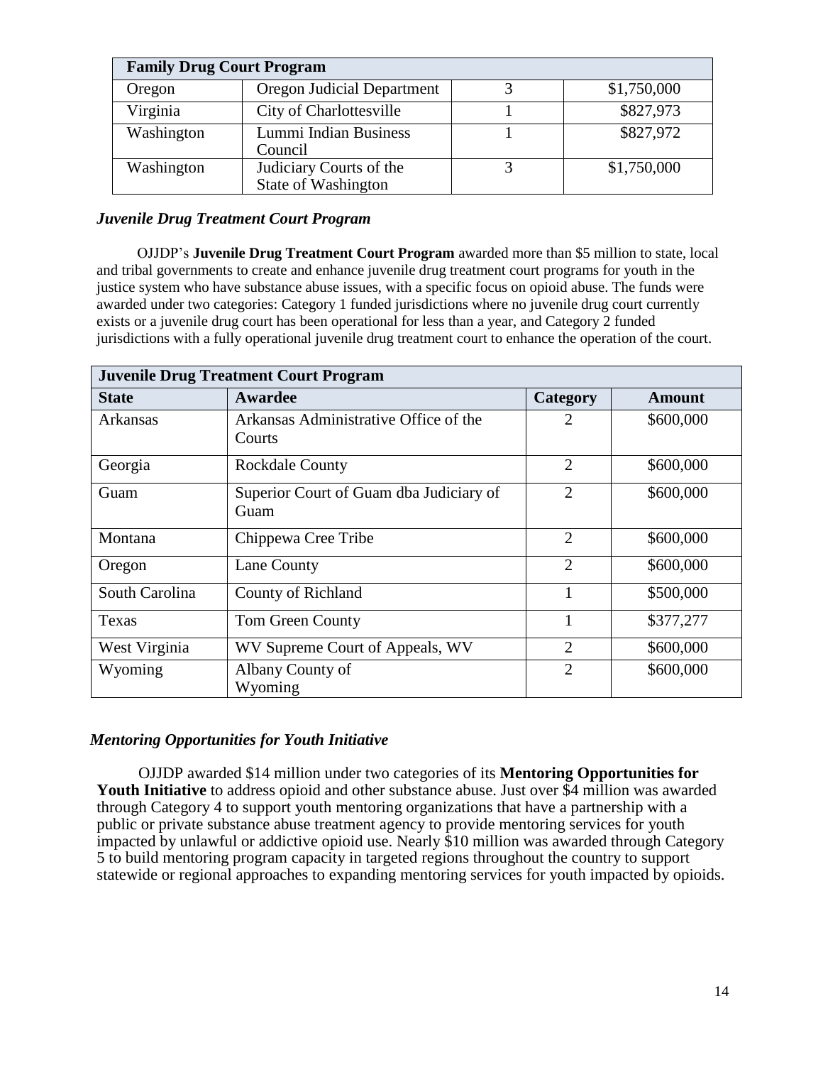| Family Drug Court Program | | | |
|---|---|---|---|
| Oregon | Oregon Judicial Department | 3 | $1,750,000 |
| Virginia | City of Charlottesville | 1 | $827,973 |
| Washington | Lummi Indian Business Council | 1 | $827,972 |
| Washington | Judiciary Courts of the State of Washington | 3 | $1,750,000 |

### *Juvenile Drug Treatment Court Program*

OJJDP's **Juvenile Drug Treatment Court Program** awarded more than $5 million to state, local and tribal governments to create and enhance juvenile drug treatment court programs for youth in the justice system who have substance abuse issues, with a specific focus on opioid abuse. The funds were awarded under two categories: Category 1 funded jurisdictions where no juvenile drug court currently exists or a juvenile drug court has been operational for less than a year, and Category 2 funded jurisdictions with a fully operational juvenile drug treatment court to enhance the operation of the court.

| Juvenile Drug Treatment Court Program | | | |
|---|---|---|---|
| **State** | **Awardee** | **Category** | **Amount** |
| Arkansas | Arkansas Administrative Office of the Courts | 2 | $600,000 |
| Georgia | Rockdale County | 2 | $600,000 |
| Guam | Superior Court of Guam dba Judiciary of Guam | 2 | $600,000 |
| Montana | Chippewa Cree Tribe | 2 | $600,000 |
| Oregon | Lane County | 2 | $600,000 |
| South Carolina | County of Richland | 1 | $500,000 |
| Texas | Tom Green County | 1 | $377,277 |
| West Virginia | WV Supreme Court of Appeals, WV | 2 | $600,000 |
| Wyoming | Albany County of Wyoming | 2 | $600,000 |

### *Mentoring Opportunities for Youth Initiative*

OJJDP awarded $14 million under two categories of its **Mentoring Opportunities for Youth Initiative** to address opioid and other substance abuse. Just over $4 million was awarded through Category 4 to support youth mentoring organizations that have a partnership with a public or private substance abuse treatment agency to provide mentoring services for youth impacted by unlawful or addictive opioid use. Nearly $10 million was awarded through Category 5 to build mentoring program capacity in targeted regions throughout the country to support statewide or regional approaches to expanding mentoring services for youth impacted by opioids.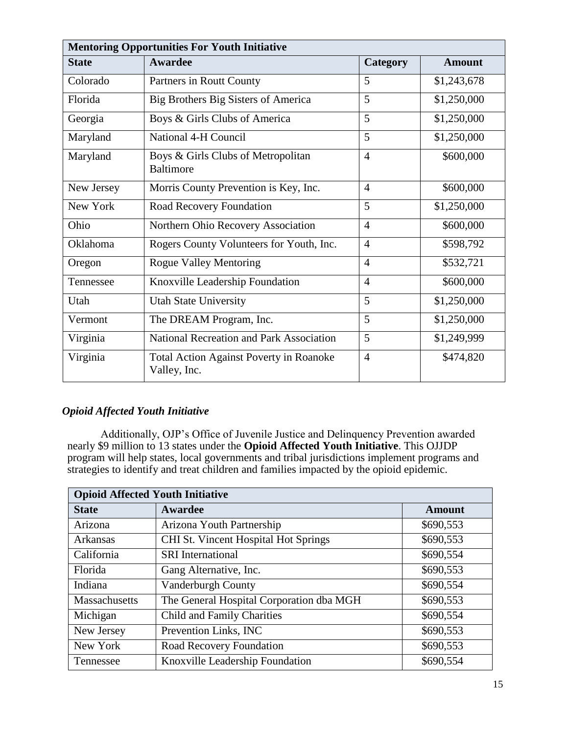| Mentoring Opportunities For Youth Initiative | | | |
|---|---|---|---|
| **State** | **Awardee** | **Category** | **Amount** |
| Colorado | Partners in Routt County | 5 | $1,243,678 |
| Florida | Big Brothers Big Sisters of America | 5 | $1,250,000 |
| Georgia | Boys & Girls Clubs of America | 5 | $1,250,000 |
| Maryland | National 4-H Council | 5 | $1,250,000 |
| Maryland | Boys & Girls Clubs of Metropolitan Baltimore | 4 | $600,000 |
| New Jersey | Morris County Prevention is Key, Inc. | 4 | $600,000 |
| New York | Road Recovery Foundation | 5 | $1,250,000 |
| Ohio | Northern Ohio Recovery Association | 4 | $600,000 |
| Oklahoma | Rogers County Volunteers for Youth, Inc. | 4 | $598,792 |
| Oregon | Rogue Valley Mentoring | 4 | $532,721 |
| Tennessee | Knoxville Leadership Foundation | 4 | $600,000 |
| Utah | Utah State University | 5 | $1,250,000 |
| Vermont | The DREAM Program, Inc. | 5 | $1,250,000 |
| Virginia | National Recreation and Park Association | 5 | $1,249,999 |
| Virginia | Total Action Against Poverty in Roanoke Valley, Inc. | 4 | $474,820 |

### *Opioid Affected Youth Initiative*

Additionally, OJP's Office of Juvenile Justice and Delinquency Prevention awarded nearly $9 million to 13 states under the **Opioid Affected Youth Initiative**. This OJJDP program will help states, local governments and tribal jurisdictions implement programs and strategies to identify and treat children and families impacted by the opioid epidemic.

| Opioid Affected Youth Initiative | | |
|---|---|---|
| **State** | **Awardee** | **Amount** |
| Arizona | Arizona Youth Partnership | $690,553 |
| Arkansas | CHI St. Vincent Hospital Hot Springs | $690,553 |
| California | SRI International | $690,554 |
| Florida | Gang Alternative, Inc. | $690,553 |
| Indiana | Vanderburgh County | $690,554 |
| Massachusetts | The General Hospital Corporation dba MGH | $690,553 |
| Michigan | Child and Family Charities | $690,554 |
| New Jersey | Prevention Links, INC | $690,553 |
| New York | Road Recovery Foundation | $690,553 |
| Tennessee | Knoxville Leadership Foundation | $690,554 |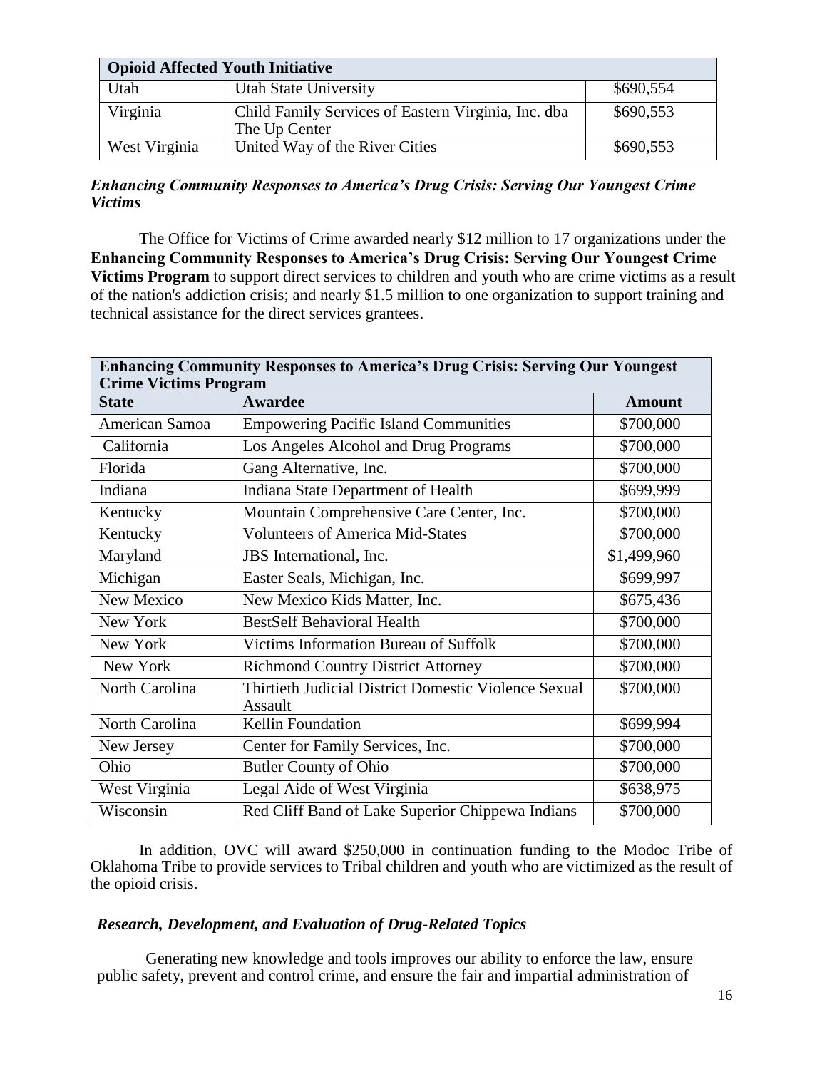| Opioid Affected Youth Initiative | | |
|---|---|---|
| Utah | Utah State University | $690,554 |
| Virginia | Child Family Services of Eastern Virginia, Inc. dba The Up Center | $690,553 |
| West Virginia | United Way of the River Cities | $690,553 |

### *Enhancing Community Responses to America's Drug Crisis: Serving Our Youngest Crime Victims*

The Office for Victims of Crime awarded nearly $12 million to 17 organizations under the **Enhancing Community Responses to America's Drug Crisis: Serving Our Youngest Crime Victims Program** to support direct services to children and youth who are crime victims as a result of the nation's addiction crisis; and nearly $1.5 million to one organization to support training and technical assistance for the direct services grantees.

| Enhancing Community Responses to America's Drug Crisis: Serving Our Youngest Crime Victims Program | | |
|---|---|---|
| **State** | **Awardee** | **Amount** |
| American Samoa | Empowering Pacific Island Communities | $700,000 |
| California | Los Angeles Alcohol and Drug Programs | $700,000 |
| Florida | Gang Alternative, Inc. | $700,000 |
| Indiana | Indiana State Department of Health | $699,999 |
| Kentucky | Mountain Comprehensive Care Center, Inc. | $700,000 |
| Kentucky | Volunteers of America Mid-States | $700,000 |
| Maryland | JBS International, Inc. | $1,499,960 |
| Michigan | Easter Seals, Michigan, Inc. | $699,997 |
| New Mexico | New Mexico Kids Matter, Inc. | $675,436 |
| New York | BestSelf Behavioral Health | $700,000 |
| New York | Victims Information Bureau of Suffolk | $700,000 |
| New York | Richmond Country District Attorney | $700,000 |
| North Carolina | Thirtieth Judicial District Domestic Violence Sexual Assault | $700,000 |
| North Carolina | Kellin Foundation | $699,994 |
| New Jersey | Center for Family Services, Inc. | $700,000 |
| Ohio | Butler County of Ohio | $700,000 |
| West Virginia | Legal Aide of West Virginia | $638,975 |
| Wisconsin | Red Cliff Band of Lake Superior Chippewa Indians | $700,000 |

In addition, OVC will award $250,000 in continuation funding to the Modoc Tribe of Oklahoma Tribe to provide services to Tribal children and youth who are victimized as the result of the opioid crisis.

### *Research, Development, and Evaluation of Drug-Related Topics*

Generating new knowledge and tools improves our ability to enforce the law, ensure public safety, prevent and control crime, and ensure the fair and impartial administration of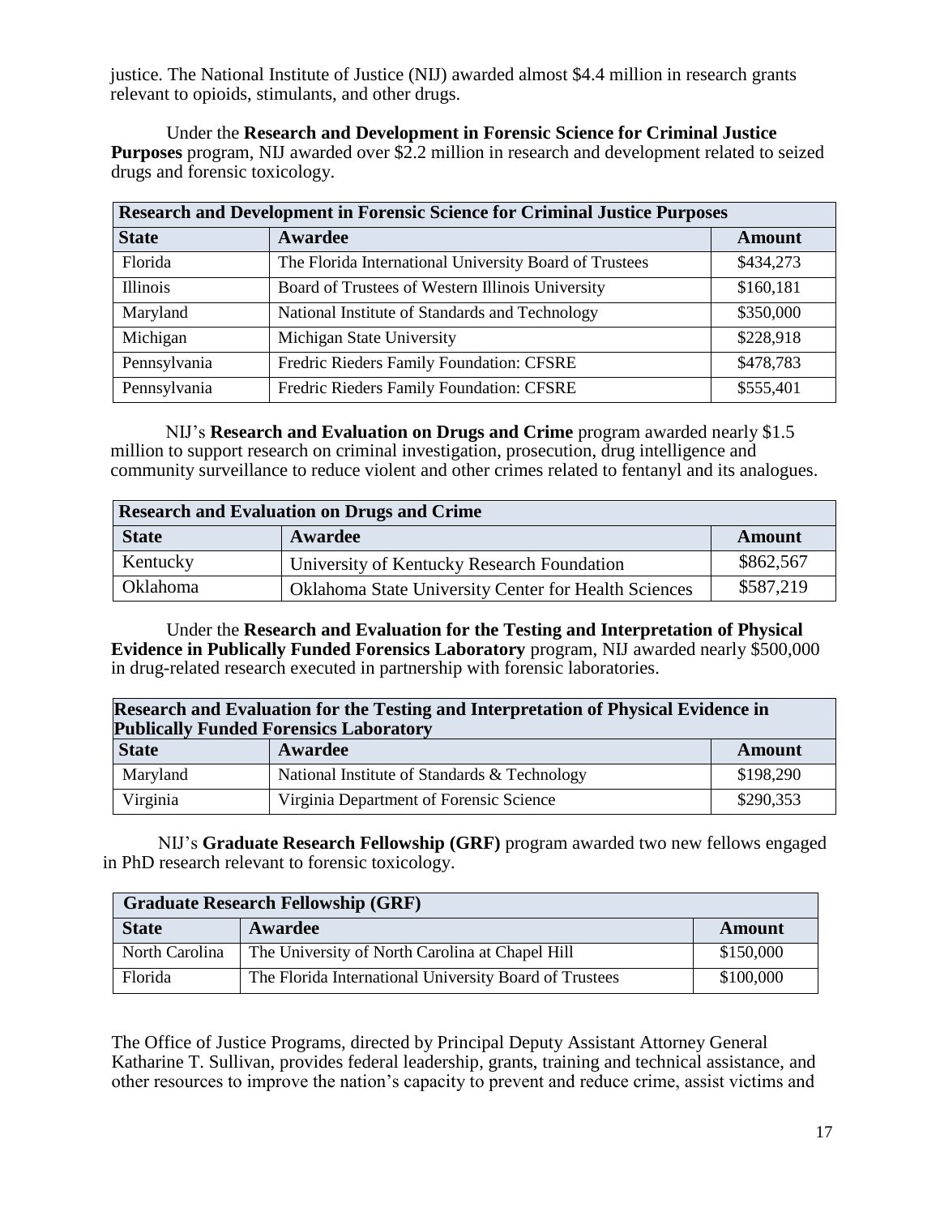justice. The National Institute of Justice (NIJ) awarded almost $4.4 million in research grants relevant to opioids, stimulants, and other drugs.

Under the **Research and Development in Forensic Science for Criminal Justice Purposes** program, NIJ awarded over $2.2 million in research and development related to seized drugs and forensic toxicology.

| **Research and Development in Forensic Science for Criminal Justice Purposes** | | |
|---|---|---|
| **State** | **Awardee** | **Amount** |
| Florida | The Florida International University Board of Trustees | $434,273 |
| Illinois | Board of Trustees of Western Illinois University | $160,181 |
| Maryland | National Institute of Standards and Technology | $350,000 |
| Michigan | Michigan State University | $228,918 |
| Pennsylvania | Fredric Rieders Family Foundation: CFSRE | $478,783 |
| Pennsylvania | Fredric Rieders Family Foundation: CFSRE | $555,401 |

NIJ's **Research and Evaluation on Drugs and Crime** program awarded nearly $1.5 million to support research on criminal investigation, prosecution, drug intelligence and community surveillance to reduce violent and other crimes related to fentanyl and its analogues.

| **Research and Evaluation on Drugs and Crime** | | |
|---|---|---|
| **State** | **Awardee** | **Amount** |
| Kentucky | University of Kentucky Research Foundation | $862,567 |
| Oklahoma | Oklahoma State University Center for Health Sciences | $587,219 |

Under the **Research and Evaluation for the Testing and Interpretation of Physical Evidence in Publically Funded Forensics Laboratory** program, NIJ awarded nearly $500,000 in drug-related research executed in partnership with forensic laboratories.

| **Research and Evaluation for the Testing and Interpretation of Physical Evidence in Publically Funded Forensics Laboratory** | | |
|---|---|---|
| **State** | **Awardee** | **Amount** |
| Maryland | National Institute of Standards & Technology | $198,290 |
| Virginia | Virginia Department of Forensic Science | $290,353 |

NIJ's **Graduate Research Fellowship (GRF)** program awarded two new fellows engaged in PhD research relevant to forensic toxicology.

| **Graduate Research Fellowship (GRF)** | | |
|---|---|---|
| **State** | **Awardee** | **Amount** |
| North Carolina | The University of North Carolina at Chapel Hill | $150,000 |
| Florida | The Florida International University Board of Trustees | $100,000 |

The Office of Justice Programs, directed by Principal Deputy Assistant Attorney General Katharine T. Sullivan, provides federal leadership, grants, training and technical assistance, and other resources to improve the nation's capacity to prevent and reduce crime, assist victims and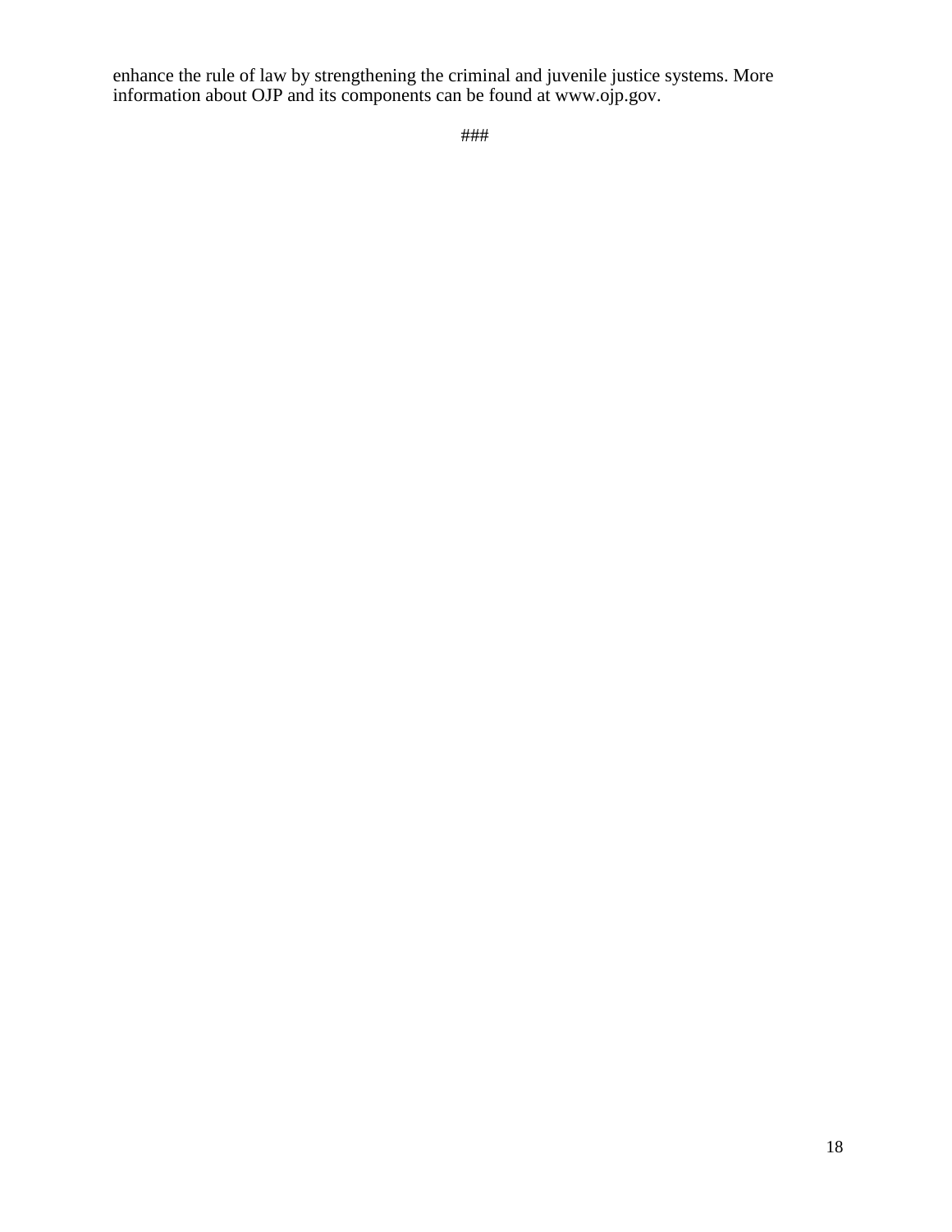enhance the rule of law by strengthening the criminal and juvenile justice systems. More information about OJP and its components can be found at www.ojp.gov.

###